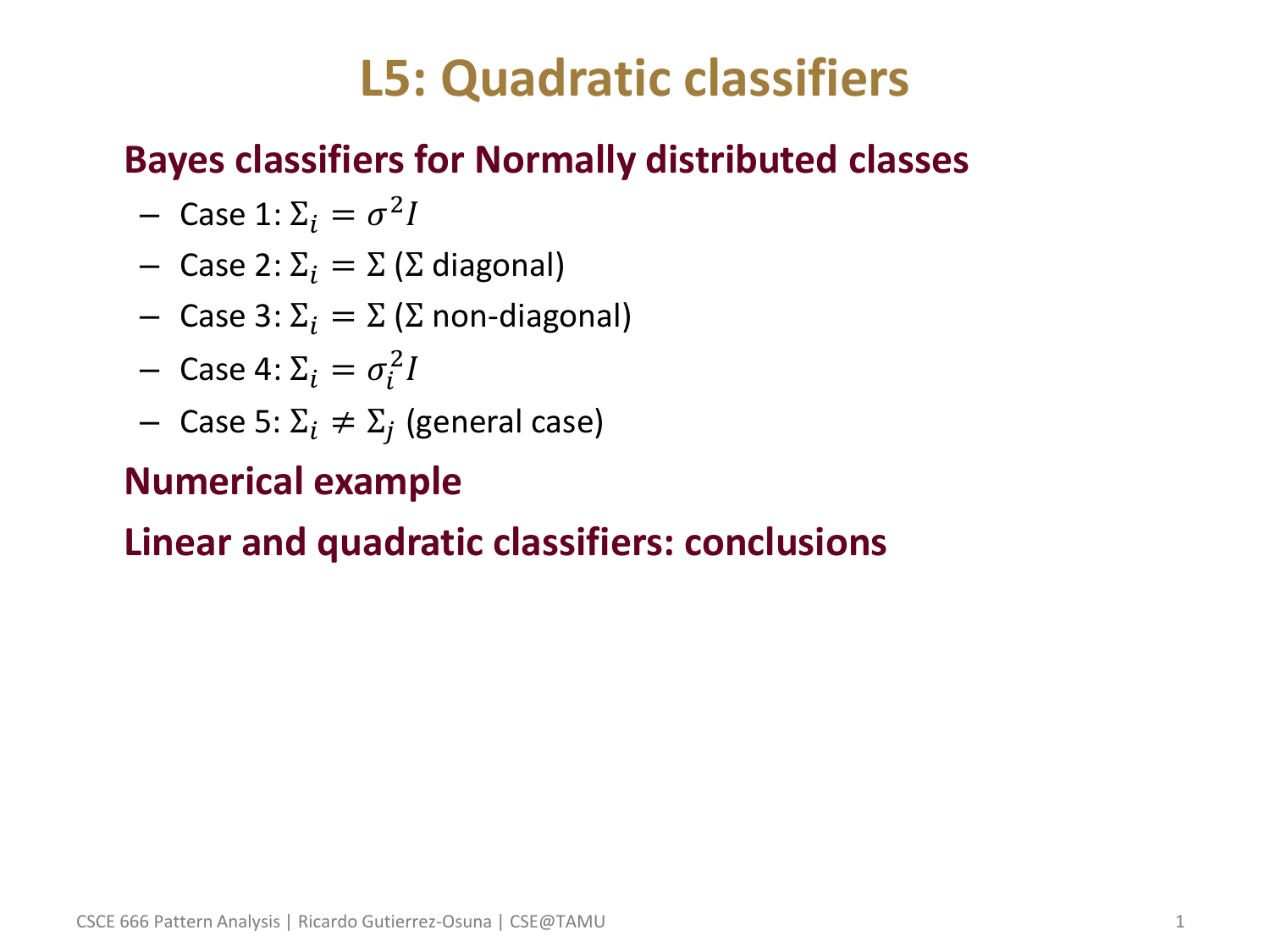# L5: Quadratic classifiers

## Bayes classifiers for Normally distributed classes

- Case 1: $\Sigma_i = \sigma^2 I$
- Case 2: $\Sigma_i = \Sigma$ ($\Sigma$ diagonal)
- Case 3: $\Sigma_i = \Sigma$ ($\Sigma$ non-diagonal)
- Case 4: $\Sigma_i = \sigma_i^2 I$
- Case 5: $\Sigma_i \neq \Sigma_j$ (general case)

## Numerical example

## Linear and quadratic classifiers: conclusions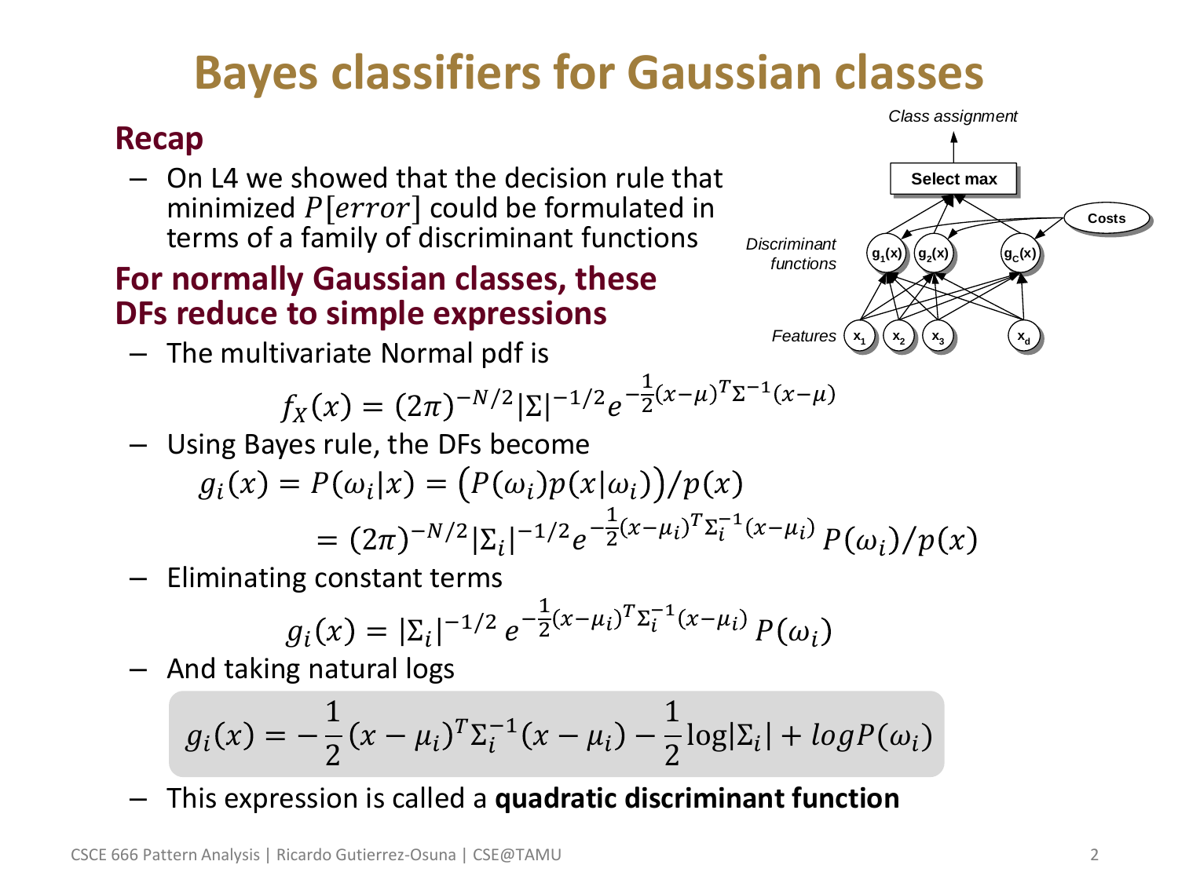# Bayes classifiers for Gaussian classes

## Recap

- On L4 we showed that the decision rule that minimized $P[error]$ could be formulated in terms of a family of discriminant functions

## For normally Gaussian classes, these DFs reduce to simple expressions

- The multivariate Normal pdf is

$$f_X(x) = (2\pi)^{-N/2}|\Sigma|^{-1/2}e^{-\frac{1}{2}(x-\mu)^T\Sigma^{-1}(x-\mu)}$$

- Using Bayes rule, the DFs become

$$g_i(x) = P(\omega_i|x) = \big(P(\omega_i)p(x|\omega_i)\big)/p(x)$$

$$= (2\pi)^{-N/2}|\Sigma_i|^{-1/2}e^{-\frac{1}{2}(x-\mu_i)^T\Sigma_i^{-1}(x-\mu_i)}\,P(\omega_i)/p(x)$$

- Eliminating constant terms

$$g_i(x) = |\Sigma_i|^{-1/2}\,e^{-\frac{1}{2}(x-\mu_i)^T\Sigma_i^{-1}(x-\mu_i)}\,P(\omega_i)$$

- And taking natural logs

$$g_i(x) = -\frac{1}{2}(x-\mu_i)^T\Sigma_i^{-1}(x-\mu_i) - \frac{1}{2}\log|\Sigma_i| + log P(\omega_i)$$

- This expression is called a **quadratic discriminant function**

Class assignment

Select max

Costs

Discriminant functions: $g_1(x)$, $g_2(x)$, $g_C(x)$

Features: $x_1$, $x_2$, $x_3$, $x_d$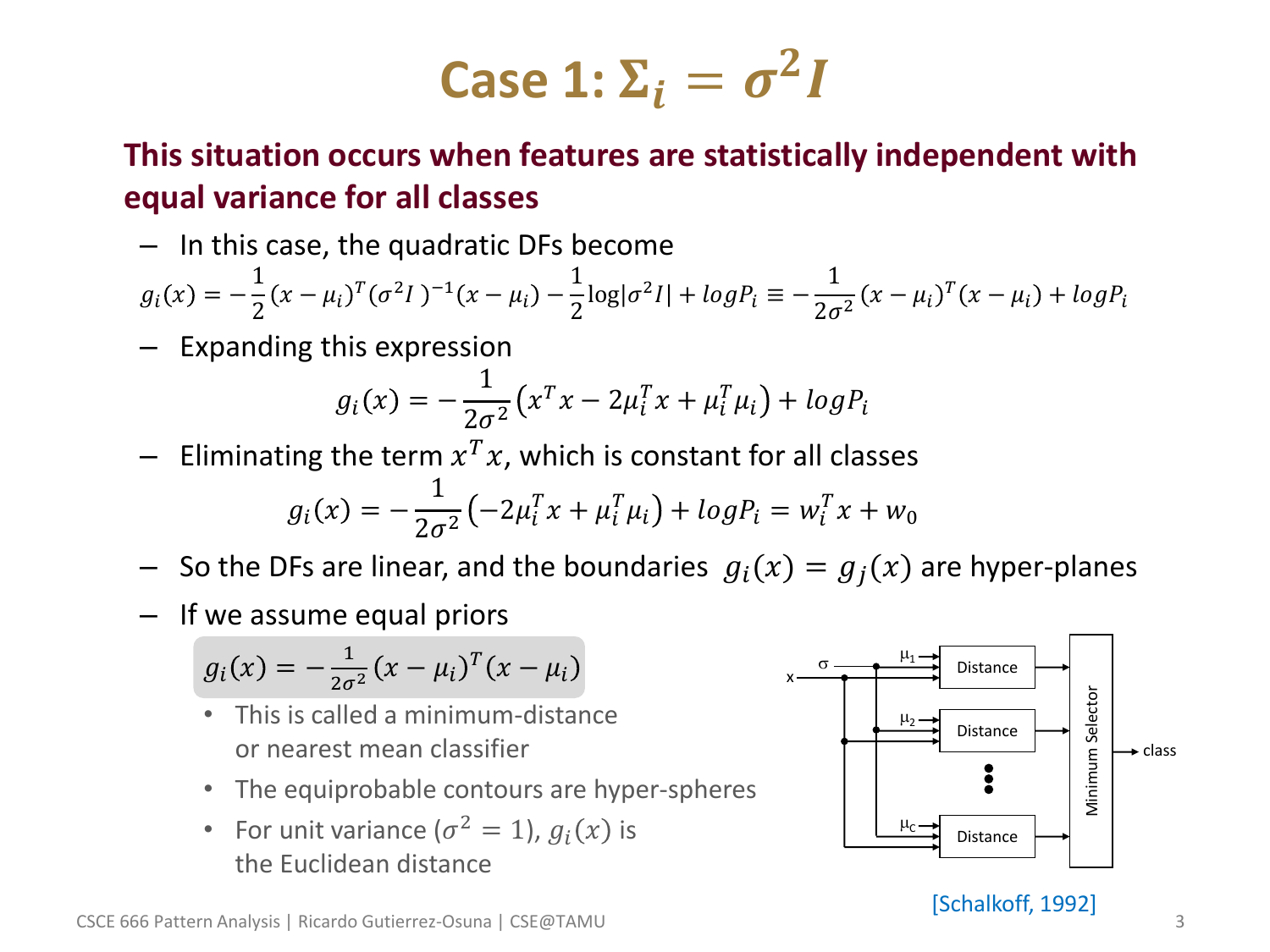# Case 1: $\Sigma_i = \sigma^2 I$

**This situation occurs when features are statistically independent with equal variance for all classes**

- In this case, the quadratic DFs become

$$g_i(x) = -\frac{1}{2}(x-\mu_i)^T(\sigma^2 I)^{-1}(x-\mu_i) - \frac{1}{2}\log|\sigma^2 I| + logP_i \equiv -\frac{1}{2\sigma^2}(x-\mu_i)^T(x-\mu_i) + logP_i$$

- Expanding this expression

$$g_i(x) = -\frac{1}{2\sigma^2}\left(x^T x - 2\mu_i^T x + \mu_i^T \mu_i\right) + logP_i$$

- Eliminating the term $x^T x$, which is constant for all classes

$$g_i(x) = -\frac{1}{2\sigma^2}\left(-2\mu_i^T x + \mu_i^T \mu_i\right) + logP_i = w_i^T x + w_0$$

- So the DFs are linear, and the boundaries $g_i(x) = g_j(x)$ are hyper-planes
- If we assume equal priors

$$g_i(x) = -\frac{1}{2\sigma^2}(x-\mu_i)^T(x-\mu_i)$$

  - This is called a minimum-distance or nearest mean classifier
  - The equiprobable contours are hyper-spheres
  - For unit variance ($\sigma^2 = 1$), $g_i(x)$ is the Euclidean distance

[Schalkoff, 1992]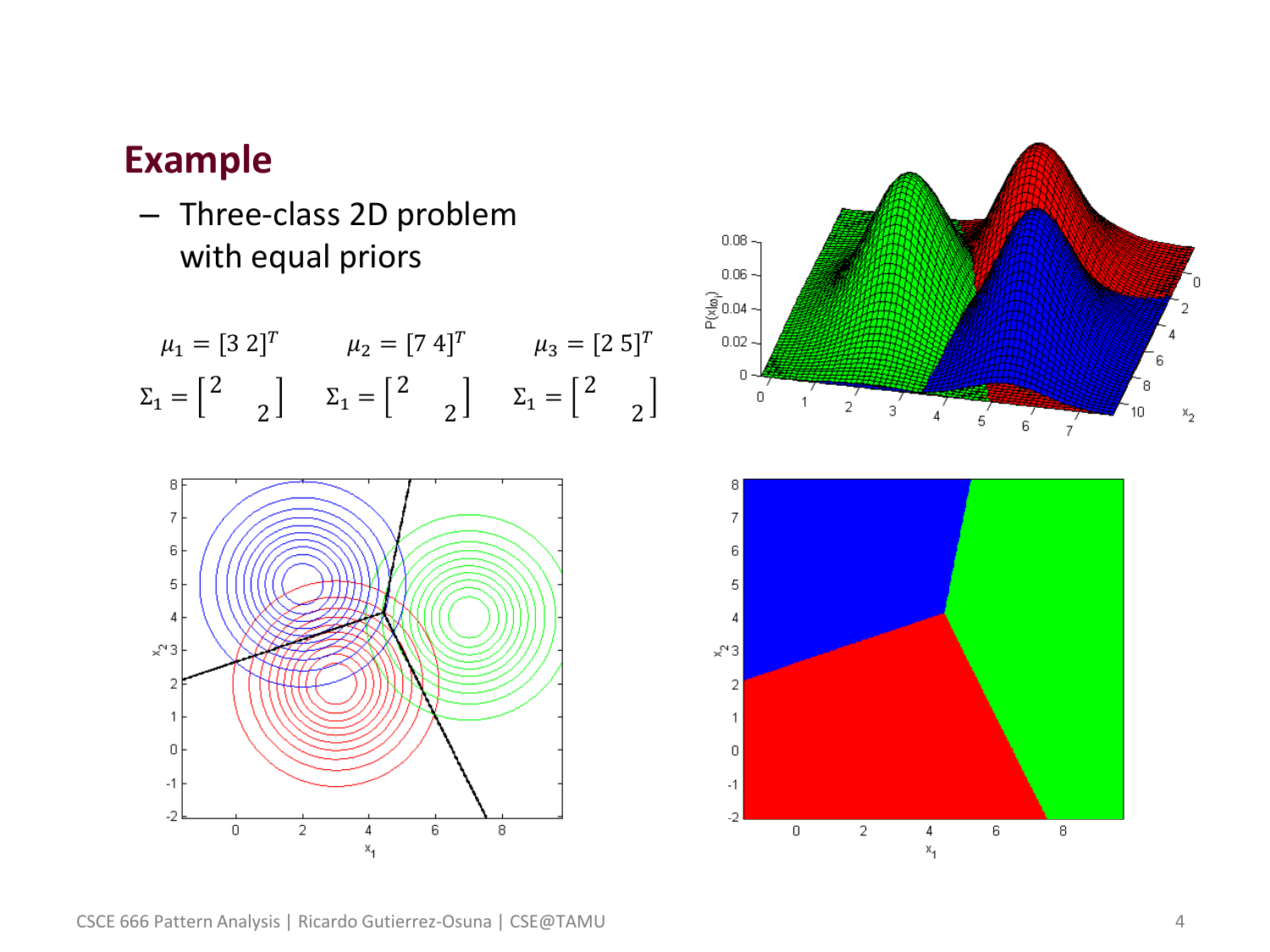## Example

– Three-class 2D problem with equal priors

$$\mu_1 = [3\ 2]^T \qquad \mu_2 = [7\ 4]^T \qquad \mu_3 = [2\ 5]^T$$

$$\Sigma_1 = \begin{bmatrix} 2 & \\ & 2 \end{bmatrix} \qquad \Sigma_1 = \begin{bmatrix} 2 & \\ & 2 \end{bmatrix} \qquad \Sigma_1 = \begin{bmatrix} 2 & \\ & 2 \end{bmatrix}$$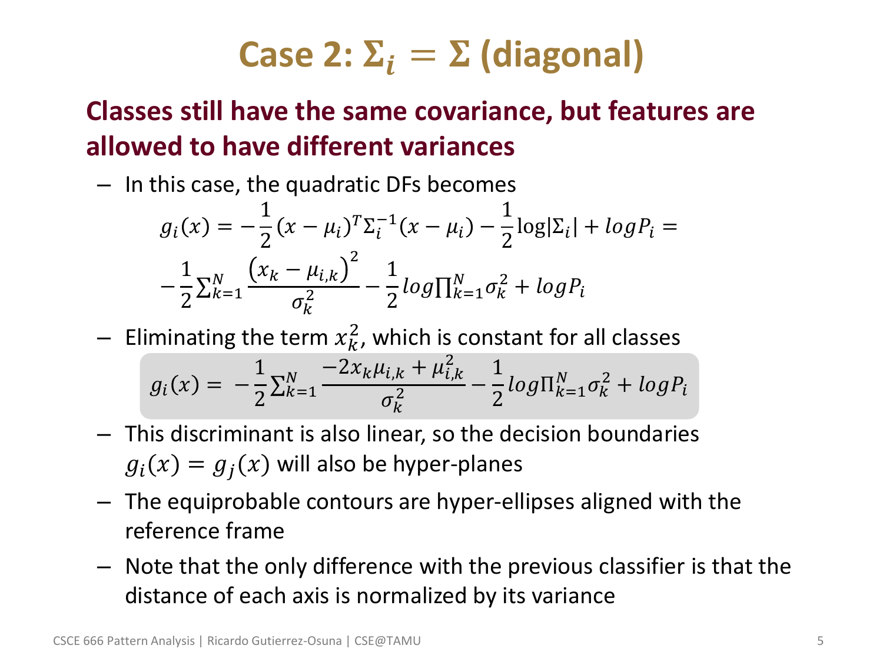# Case 2: $\Sigma_i = \Sigma$ (diagonal)

**Classes still have the same covariance, but features are allowed to have different variances**

- In this case, the quadratic DFs becomes

$$g_i(x) = -\frac{1}{2}(x - \mu_i)^T \Sigma_i^{-1}(x - \mu_i) - \frac{1}{2}\log|\Sigma_i| + logP_i =$$

$$-\frac{1}{2}\sum_{k=1}^{N} \frac{\left(x_k - \mu_{i,k}\right)^2}{\sigma_k^2} - \frac{1}{2} log \prod_{k=1}^{N} \sigma_k^2 + logP_i$$

- Eliminating the term $x_k^2$, which is constant for all classes

$$g_i(x) = -\frac{1}{2}\sum_{k=1}^{N} \frac{-2x_k\mu_{i,k} + \mu_{i,k}^2}{\sigma_k^2} - \frac{1}{2} log \Pi_{k=1}^{N} \sigma_k^2 + logP_i$$

- This discriminant is also linear, so the decision boundaries $g_i(x) = g_j(x)$ will also be hyper-planes
- The equiprobable contours are hyper-ellipses aligned with the reference frame
- Note that the only difference with the previous classifier is that the distance of each axis is normalized by its variance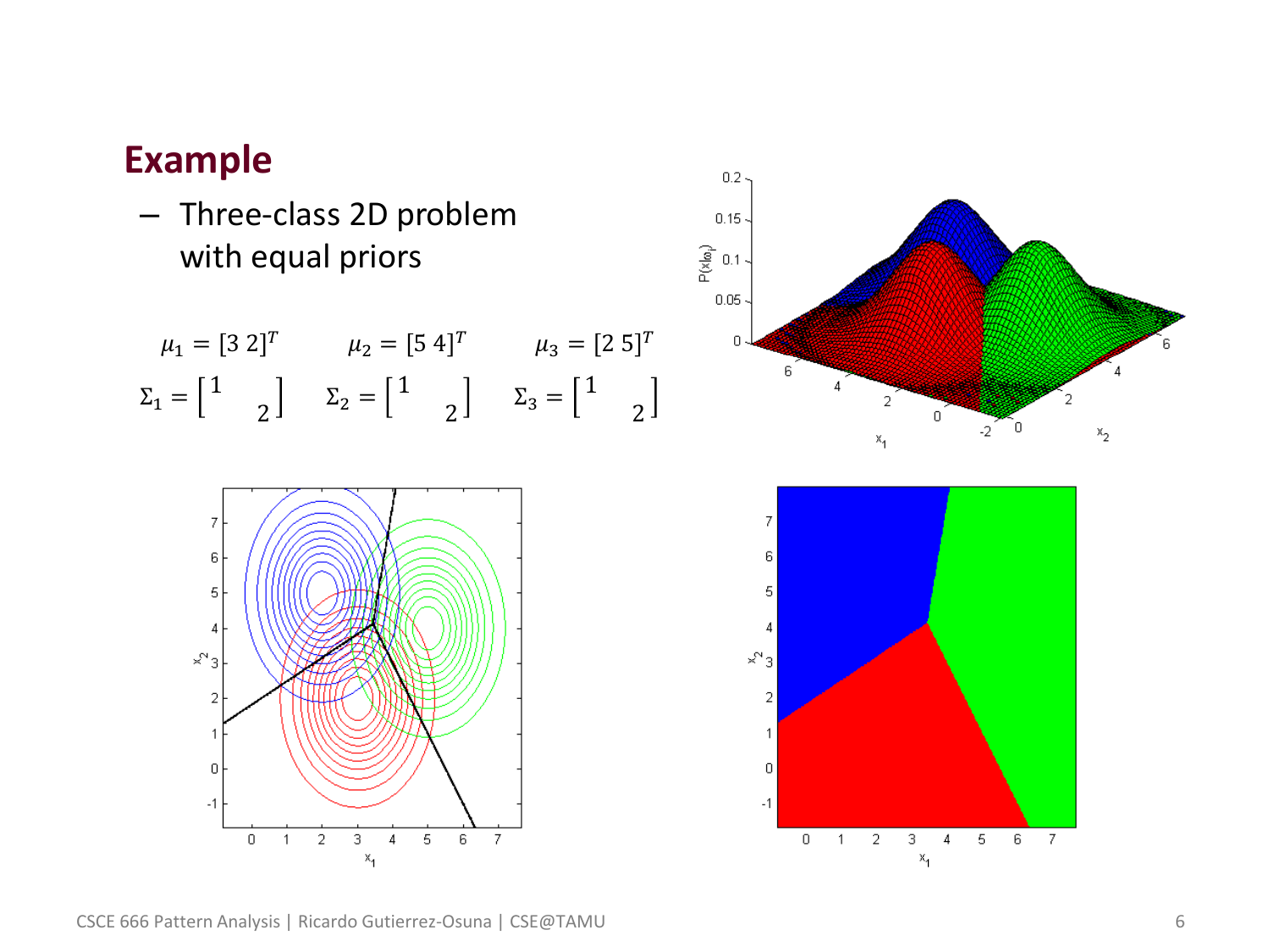## Example

– Three-class 2D problem with equal priors

$$\mu_1 = [3\ 2]^T \qquad \mu_2 = [5\ 4]^T \qquad \mu_3 = [2\ 5]^T$$

$$\Sigma_1 = \begin{bmatrix} 1 & \\ & 2 \end{bmatrix} \qquad \Sigma_2 = \begin{bmatrix} 1 & \\ & 2 \end{bmatrix} \qquad \Sigma_3 = \begin{bmatrix} 1 & \\ & 2 \end{bmatrix}$$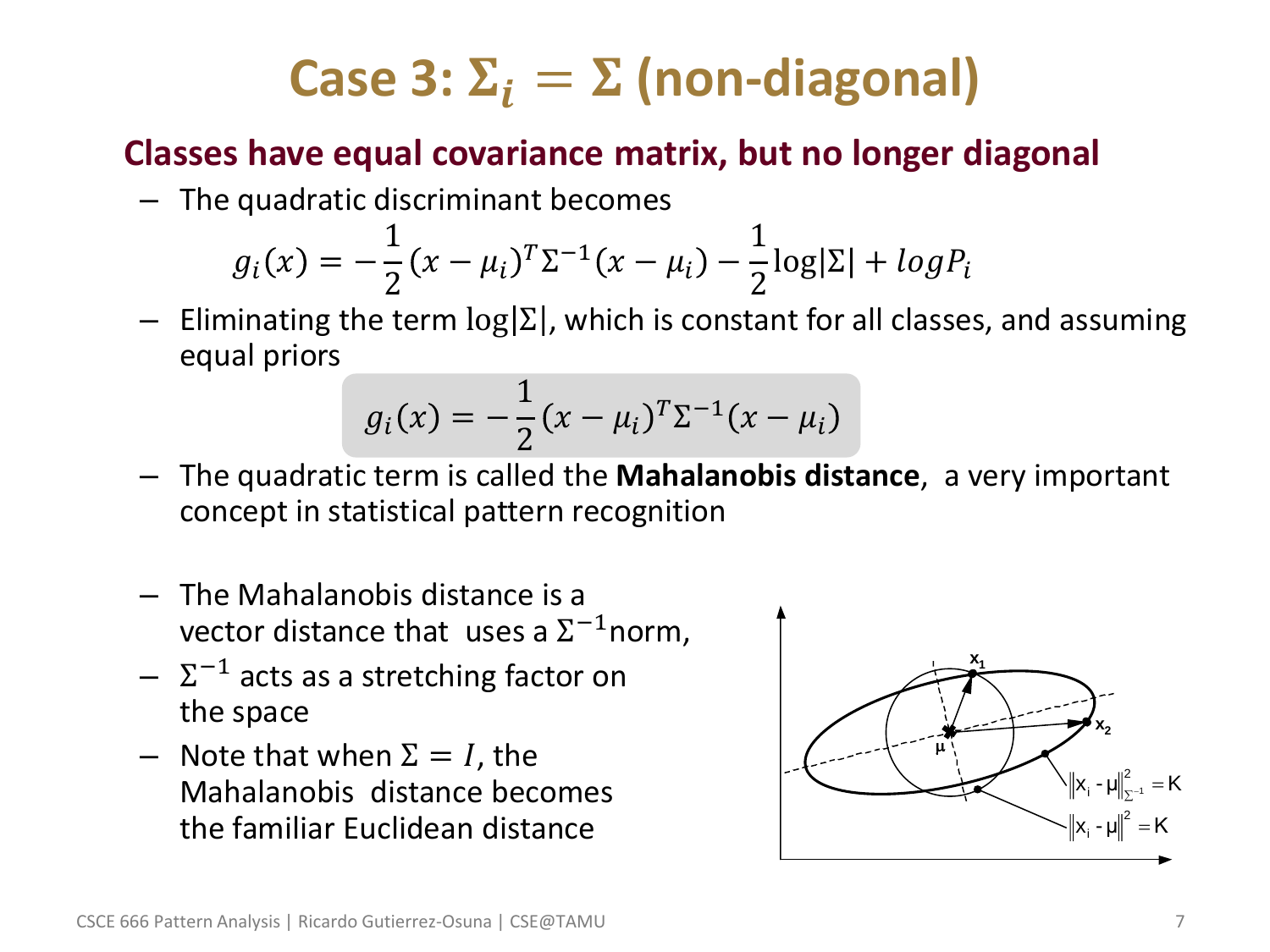# Case 3: $\Sigma_i = \Sigma$ (non-diagonal)

**Classes have equal covariance matrix, but no longer diagonal**

- The quadratic discriminant becomes

$$g_i(x) = -\frac{1}{2}(x - \mu_i)^T \Sigma^{-1} (x - \mu_i) - \frac{1}{2}\log|\Sigma| + logP_i$$

- Eliminating the term $\log|\Sigma|$, which is constant for all classes, and assuming equal priors

$$g_i(x) = -\frac{1}{2}(x - \mu_i)^T \Sigma^{-1} (x - \mu_i)$$

- The quadratic term is called the **Mahalanobis distance**, a very important concept in statistical pattern recognition

- The Mahalanobis distance is a vector distance that uses a $\Sigma^{-1}$norm,
- $\Sigma^{-1}$ acts as a stretching factor on the space
- Note that when $\Sigma = I$, the Mahalanobis distance becomes the familiar Euclidean distance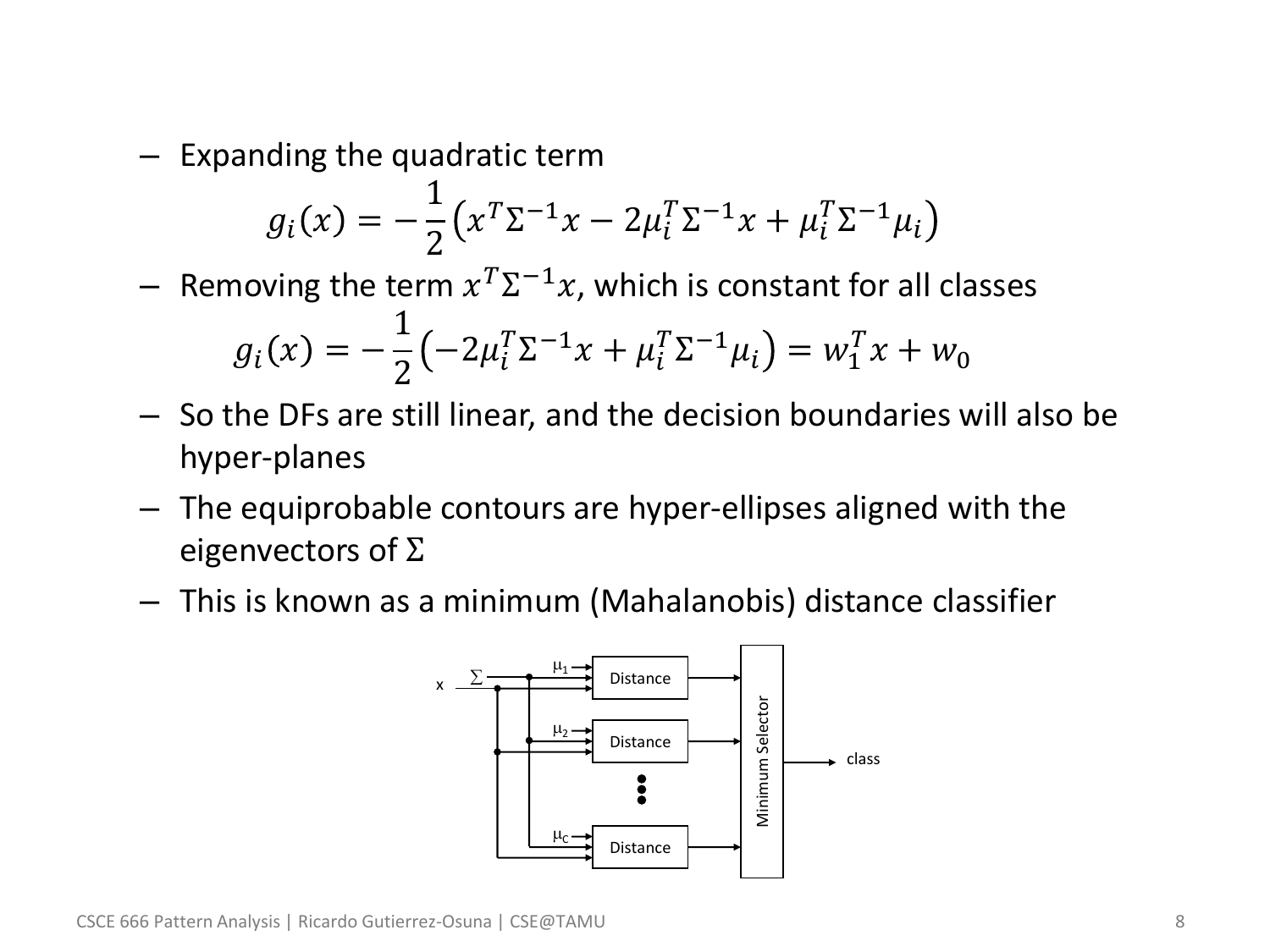- Expanding the quadratic term

$$g_i(x) = -\frac{1}{2}\left(x^T\Sigma^{-1}x - 2\mu_i^T\Sigma^{-1}x + \mu_i^T\Sigma^{-1}\mu_i\right)$$

- Removing the term $x^T\Sigma^{-1}x$, which is constant for all classes

$$g_i(x) = -\frac{1}{2}\left(-2\mu_i^T\Sigma^{-1}x + \mu_i^T\Sigma^{-1}\mu_i\right) = w_1^T x + w_0$$

- So the DFs are still linear, and the decision boundaries will also be hyper-planes
- The equiprobable contours are hyper-ellipses aligned with the eigenvectors of $\Sigma$
- This is known as a minimum (Mahalanobis) distance classifier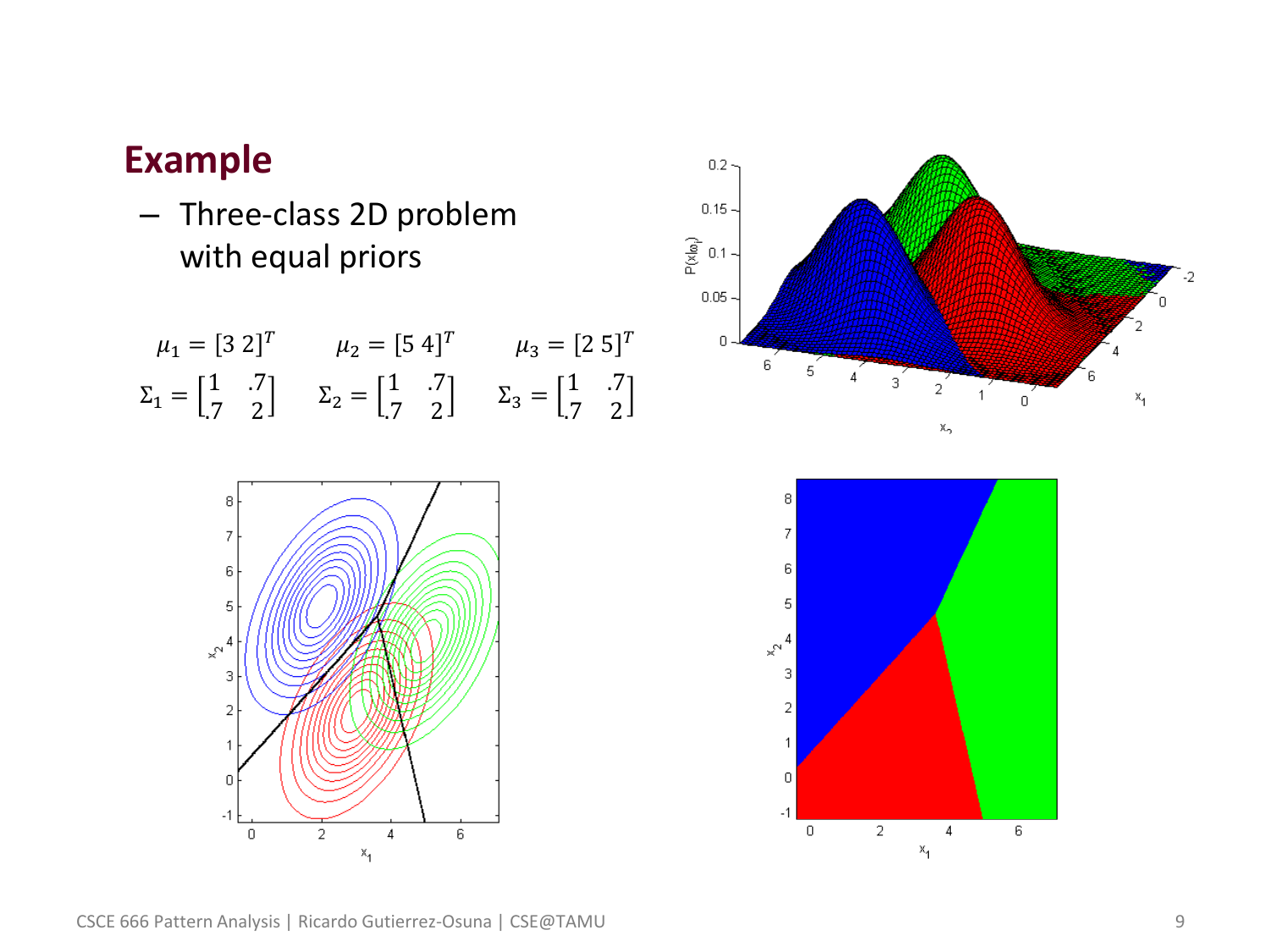# Example

- Three-class 2D problem with equal priors

$$\mu_1 = [3\ 2]^T \qquad \mu_2 = [5\ 4]^T \qquad \mu_3 = [2\ 5]^T$$

$$\Sigma_1 = \begin{bmatrix} 1 & .7 \\ .7 & 2 \end{bmatrix} \qquad \Sigma_2 = \begin{bmatrix} 1 & .7 \\ .7 & 2 \end{bmatrix} \qquad \Sigma_3 = \begin{bmatrix} 1 & .7 \\ .7 & 2 \end{bmatrix}$$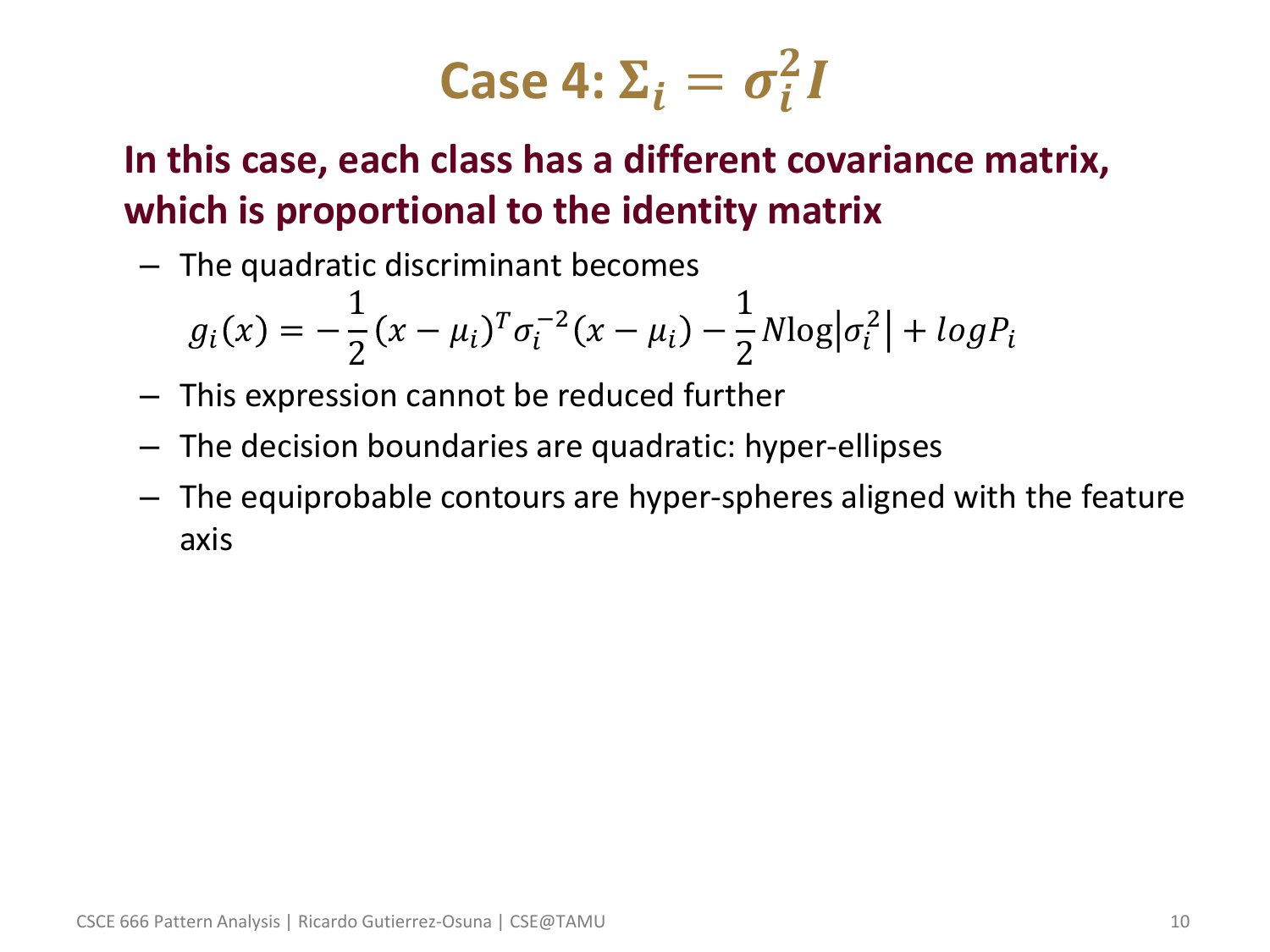# Case 4: $\Sigma_i = \sigma_i^2 I$

**In this case, each class has a different covariance matrix, which is proportional to the identity matrix**

- The quadratic discriminant becomes

$$g_i(x) = -\frac{1}{2}(x - \mu_i)^T \sigma_i^{-2}(x - \mu_i) - \frac{1}{2} N \log\left|\sigma_i^2\right| + log P_i$$

- This expression cannot be reduced further
- The decision boundaries are quadratic: hyper-ellipses
- The equiprobable contours are hyper-spheres aligned with the feature axis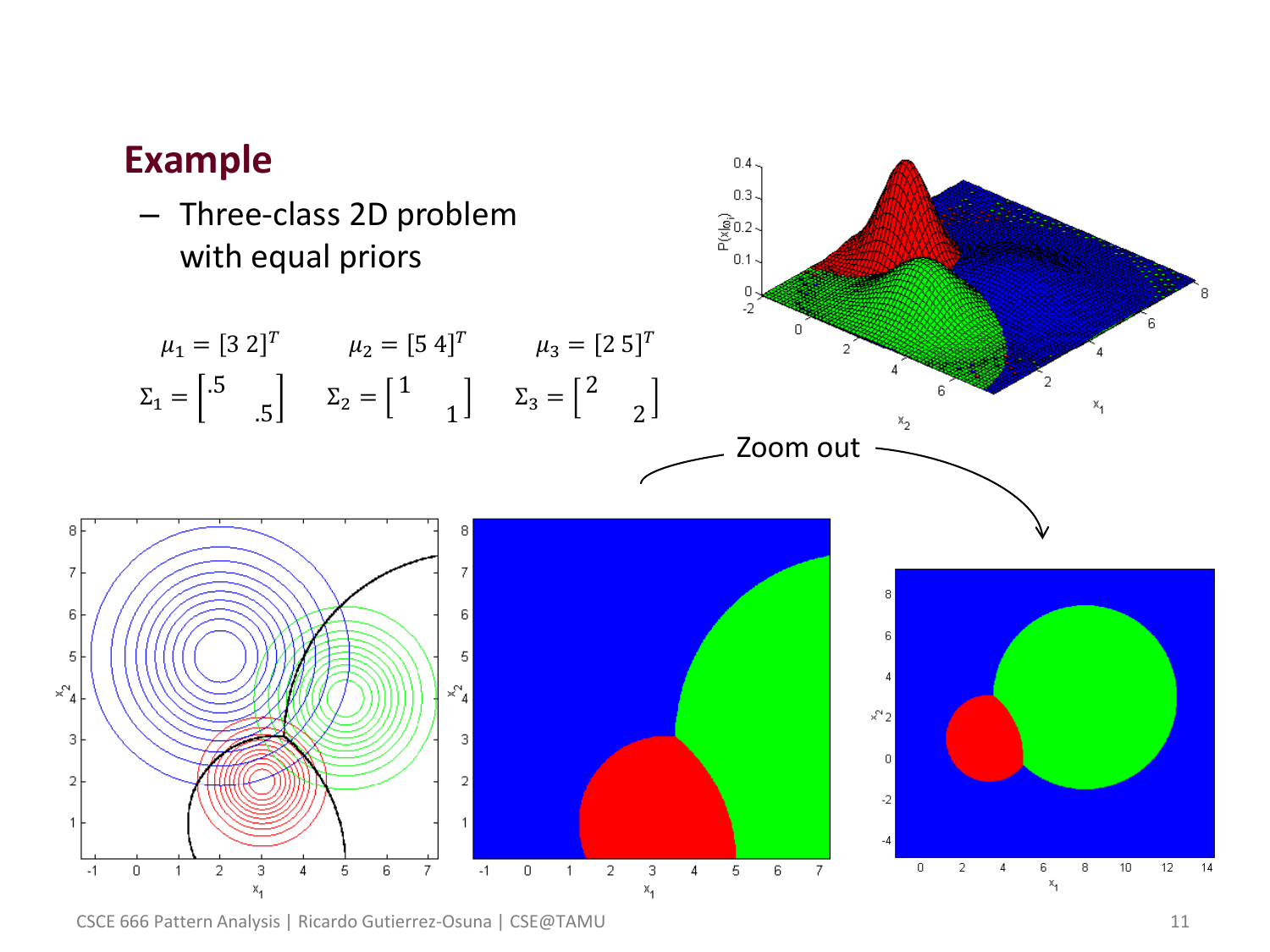## Example

- Three-class 2D problem with equal priors

$$\mu_1 = [3\ 2]^T \qquad \mu_2 = [5\ 4]^T \qquad \mu_3 = [2\ 5]^T$$

$$\Sigma_1 = \begin{bmatrix} .5 & \\ & .5 \end{bmatrix} \qquad \Sigma_2 = \begin{bmatrix} 1 & \\ & 1 \end{bmatrix} \qquad \Sigma_3 = \begin{bmatrix} 2 & \\ & 2 \end{bmatrix}$$

Zoom out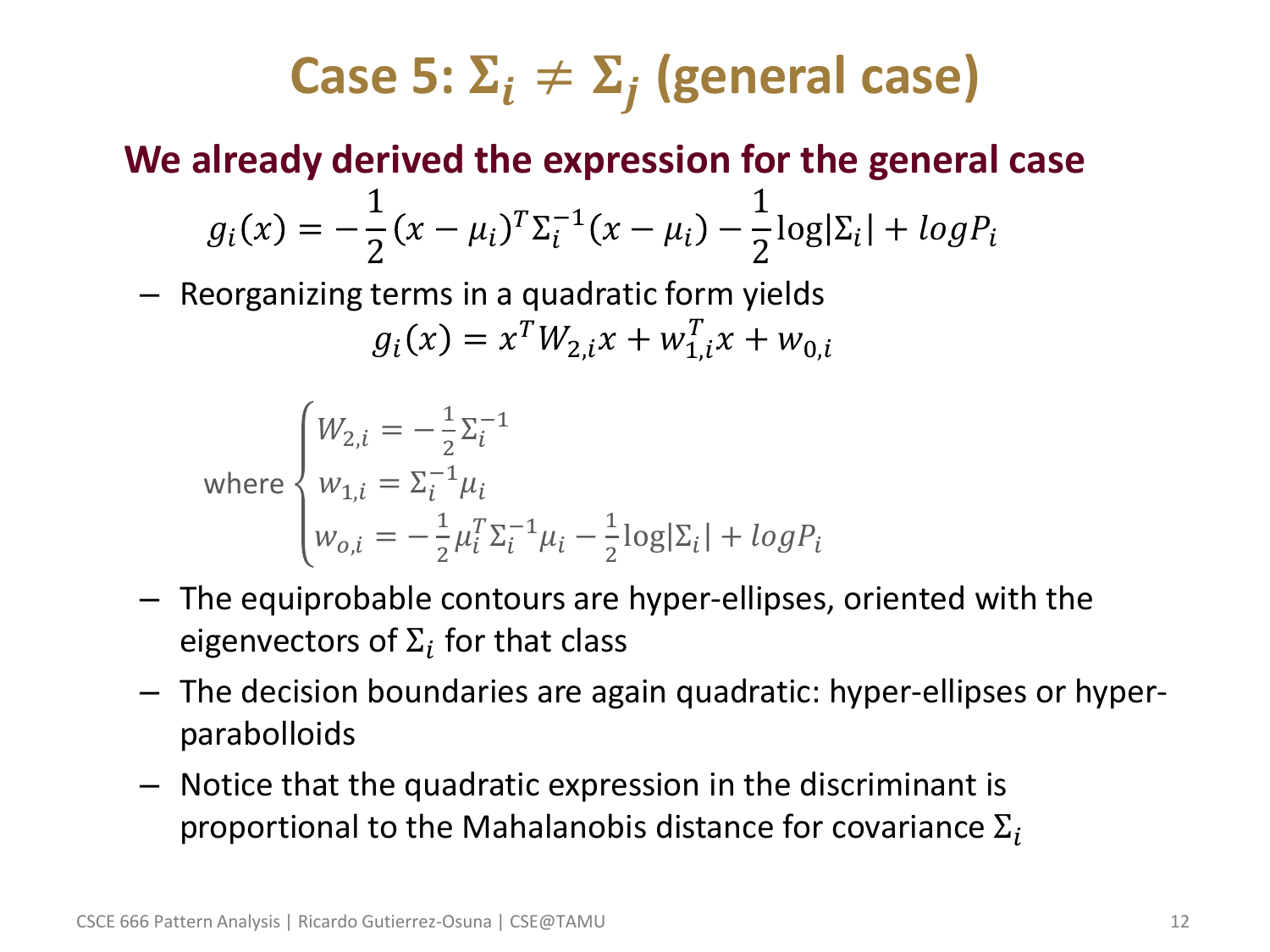# Case 5: $\Sigma_i \neq \Sigma_j$ (general case)

**We already derived the expression for the general case**

$$g_i(x) = -\frac{1}{2}(x-\mu_i)^T\Sigma_i^{-1}(x-\mu_i) - \frac{1}{2}\log|\Sigma_i| + logP_i$$

- Reorganizing terms in a quadratic form yields

$$g_i(x) = x^T W_{2,i} x + w_{1,i}^T x + w_{0,i}$$

$$\text{where} \begin{cases} W_{2,i} = -\frac{1}{2}\Sigma_i^{-1} \\ w_{1,i} = \Sigma_i^{-1}\mu_i \\ w_{o,i} = -\frac{1}{2}\mu_i^T\Sigma_i^{-1}\mu_i - \frac{1}{2}\log|\Sigma_i| + logP_i \end{cases}$$

- The equiprobable contours are hyper-ellipses, oriented with the eigenvectors of $\Sigma_i$ for that class
- The decision boundaries are again quadratic: hyper-ellipses or hyper-parabolloids
- Notice that the quadratic expression in the discriminant is proportional to the Mahalanobis distance for covariance $\Sigma_i$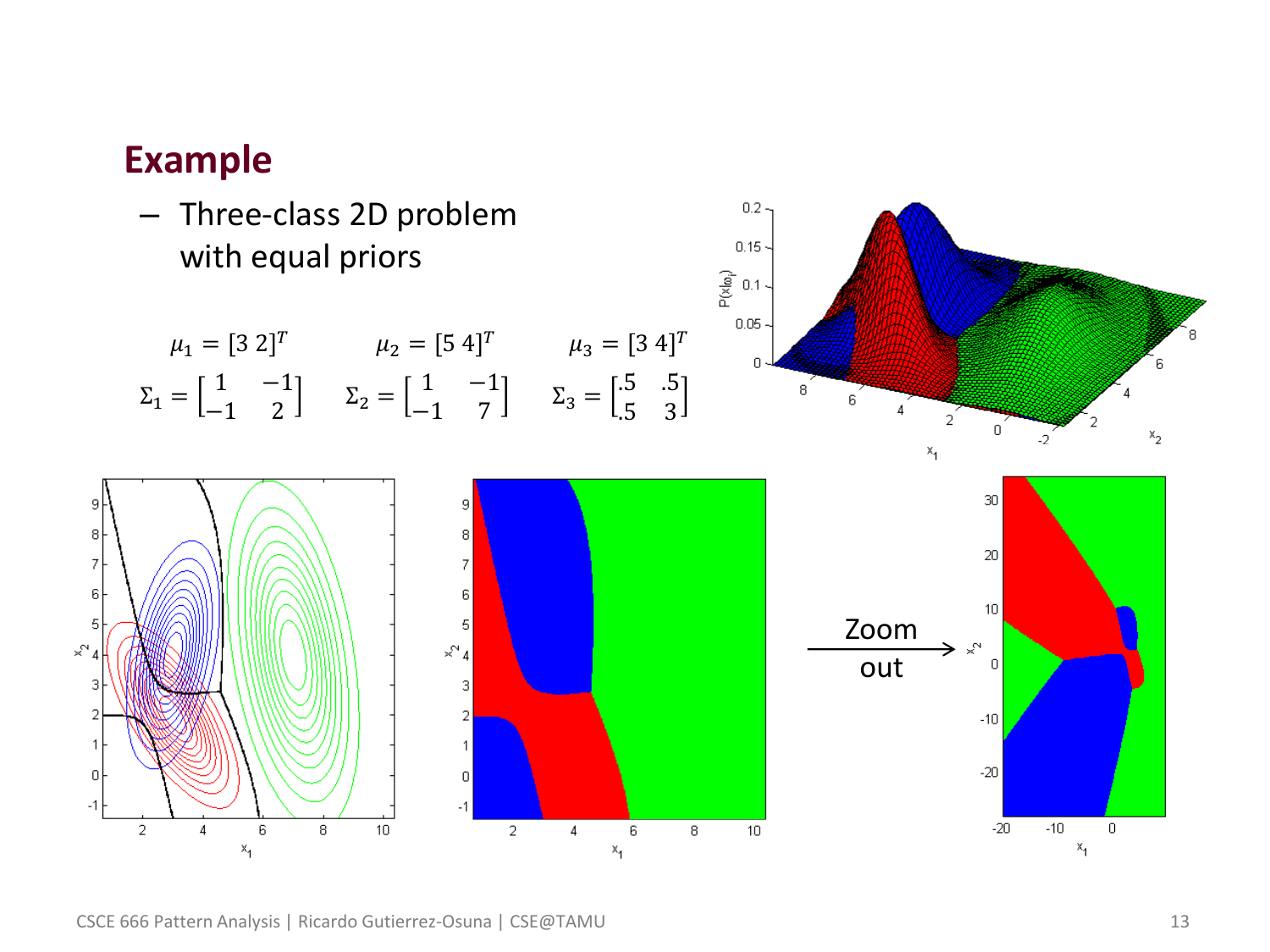## Example

- Three-class 2D problem with equal priors

$$\mu_1 = [3\ 2]^T \qquad \mu_2 = [5\ 4]^T \qquad \mu_3 = [3\ 4]^T$$

$$\Sigma_1 = \begin{bmatrix} 1 & -1 \\ -1 & 2 \end{bmatrix} \qquad \Sigma_2 = \begin{bmatrix} 1 & -1 \\ -1 & 7 \end{bmatrix} \qquad \Sigma_3 = \begin{bmatrix} .5 & .5 \\ .5 & 3 \end{bmatrix}$$

Zoom out →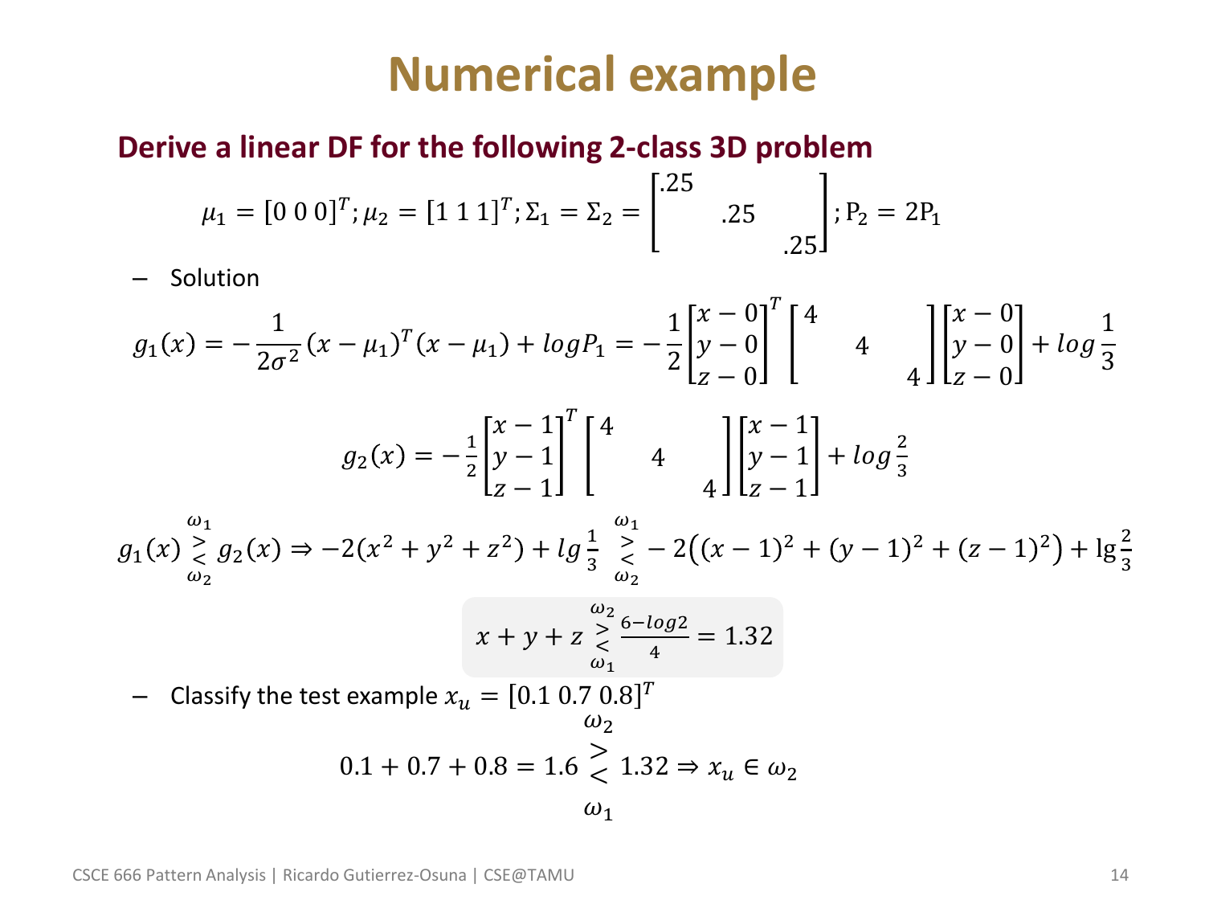# Numerical example

**Derive a linear DF for the following 2-class 3D problem**

$$\mu_1 = [0\ 0\ 0]^T; \mu_2 = [1\ 1\ 1]^T; \Sigma_1 = \Sigma_2 = \begin{bmatrix} .25 & & \\ & .25 & \\ & & .25 \end{bmatrix}; \mathrm{P}_2 = 2\mathrm{P}_1$$

– Solution

$$g_1(x) = -\frac{1}{2\sigma^2}(x-\mu_1)^T(x-\mu_1) + logP_1 = -\frac{1}{2}\begin{bmatrix} x-0 \\ y-0 \\ z-0 \end{bmatrix}^T \begin{bmatrix} 4 & & \\ & 4 & \\ & & 4 \end{bmatrix} \begin{bmatrix} x-0 \\ y-0 \\ z-0 \end{bmatrix} + log\frac{1}{3}$$

$$g_2(x) = -\frac{1}{2}\begin{bmatrix} x-1 \\ y-1 \\ z-1 \end{bmatrix}^T \begin{bmatrix} 4 & & \\ & 4 & \\ & & 4 \end{bmatrix} \begin{bmatrix} x-1 \\ y-1 \\ z-1 \end{bmatrix} + log\frac{2}{3}$$

$$g_1(x) \underset{\omega_2}{\overset{\omega_1}{\gtrless}} g_2(x) \Rightarrow -2(x^2+y^2+z^2) + lg\frac{1}{3} \underset{\omega_2}{\overset{\omega_1}{\gtrless}} -2\left((x-1)^2+(y-1)^2+(z-1)^2\right) + \lg\frac{2}{3}$$

$$x+y+z \underset{\omega_1}{\overset{\omega_2}{\gtrless}} \frac{6-log2}{4} = 1.32$$

– Classify the test example $x_u = [0.1\ 0.7\ 0.8]^T$

$$0.1 + 0.7 + 0.8 = 1.6 \underset{\omega_1}{\overset{\omega_2}{\gtrless}} 1.32 \Rightarrow x_u \in \omega_2$$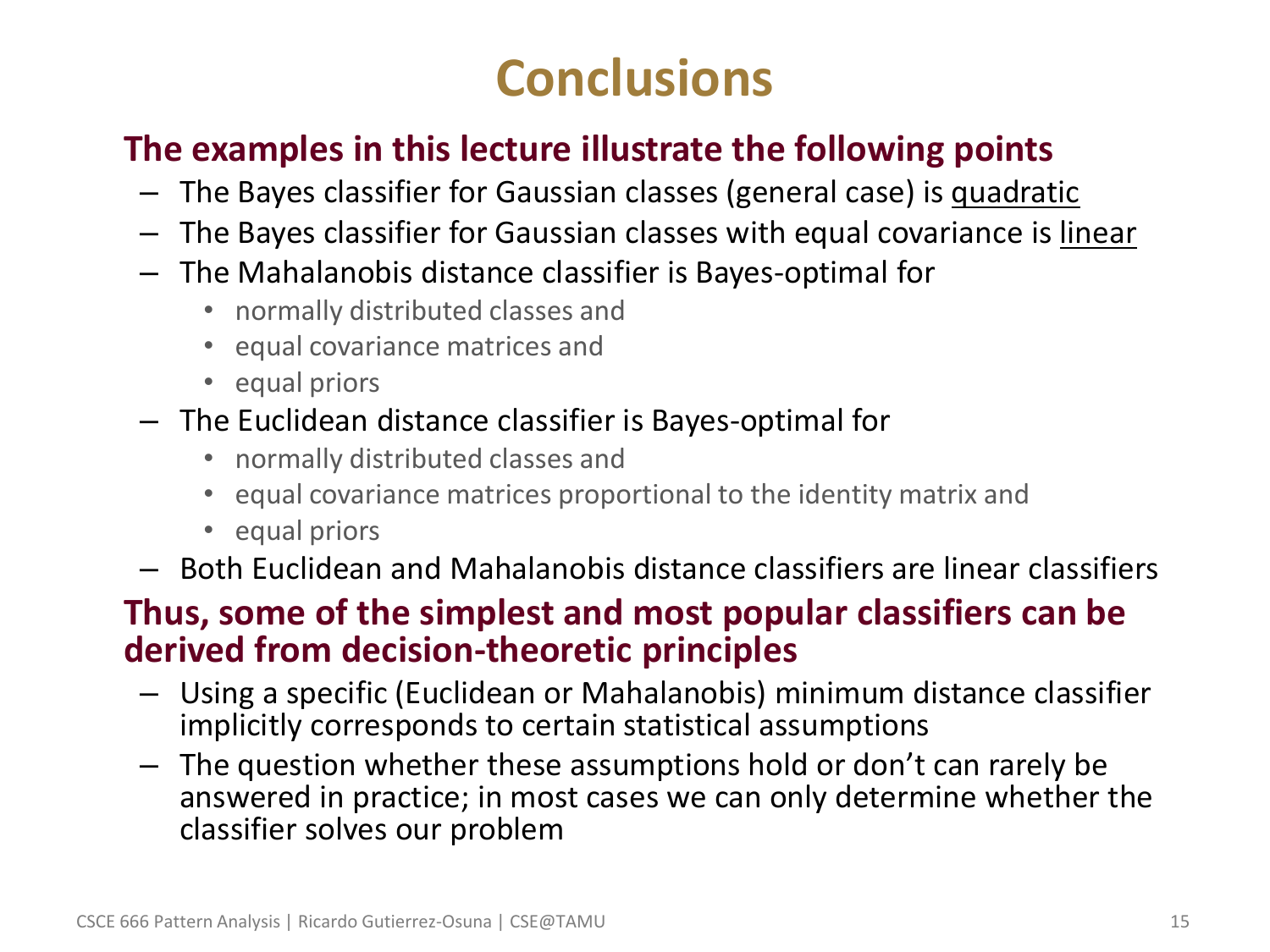# Conclusions

**The examples in this lecture illustrate the following points**

- The Bayes classifier for Gaussian classes (general case) is <u>quadratic</u>
- The Bayes classifier for Gaussian classes with equal covariance is <u>linear</u>
- The Mahalanobis distance classifier is Bayes-optimal for
  - normally distributed classes and
  - equal covariance matrices and
  - equal priors
- The Euclidean distance classifier is Bayes-optimal for
  - normally distributed classes and
  - equal covariance matrices proportional to the identity matrix and
  - equal priors
- Both Euclidean and Mahalanobis distance classifiers are linear classifiers

**Thus, some of the simplest and most popular classifiers can be derived from decision-theoretic principles**

- Using a specific (Euclidean or Mahalanobis) minimum distance classifier implicitly corresponds to certain statistical assumptions
- The question whether these assumptions hold or don't can rarely be answered in practice; in most cases we can only determine whether the classifier solves our problem